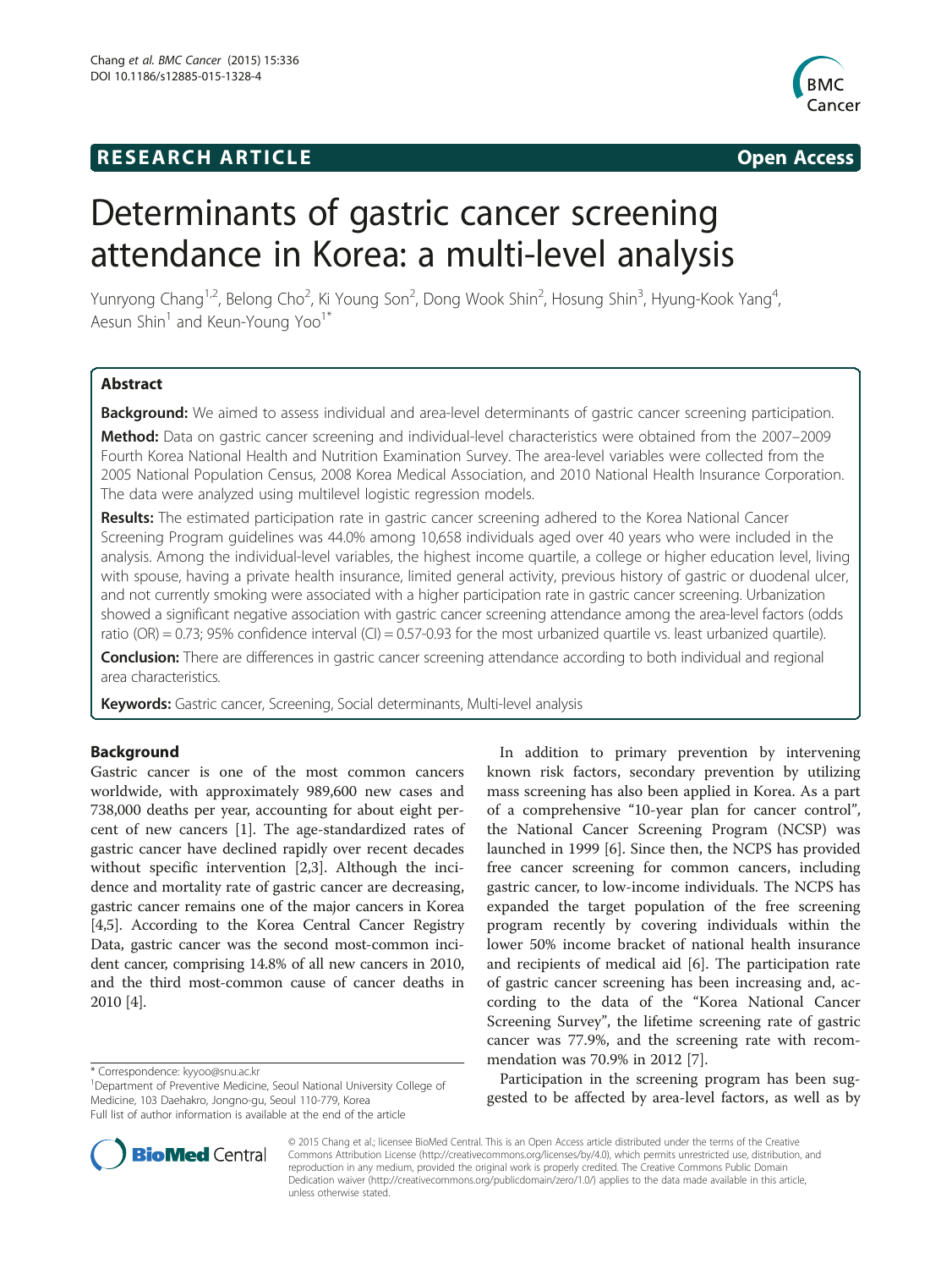RESEARCH ARTICLE

Open Access

# Determinants of gastric cancer screening attendance in Korea: a multi-level analysis

Yunryong Chang[1,2], Belong Cho[2], Ki Young Son[2], Dong Wook Shin[2], Hosung Shin[3], Hyung-Kook Yang[4], Aesun Shin[1] and Keun-Young Yoo[1*]

## Abstract

**Background:** We aimed to assess individual and area-level determinants of gastric cancer screening participation.

**Method:** Data on gastric cancer screening and individual-level characteristics were obtained from the 2007–2009 Fourth Korea National Health and Nutrition Examination Survey. The area-level variables were collected from the 2005 National Population Census, 2008 Korea Medical Association, and 2010 National Health Insurance Corporation. The data were analyzed using multilevel logistic regression models.

**Results:** The estimated participation rate in gastric cancer screening adhered to the Korea National Cancer Screening Program guidelines was 44.0% among 10,658 individuals aged over 40 years who were included in the analysis. Among the individual-level variables, the highest income quartile, a college or higher education level, living with spouse, having a private health insurance, limited general activity, previous history of gastric or duodenal ulcer, and not currently smoking were associated with a higher participation rate in gastric cancer screening. Urbanization showed a significant negative association with gastric cancer screening attendance among the area-level factors (odds ratio (OR) = 0.73; 95% confidence interval (CI) = 0.57-0.93 for the most urbanized quartile vs. least urbanized quartile).

**Conclusion:** There are differences in gastric cancer screening attendance according to both individual and regional area characteristics.

**Keywords:** Gastric cancer, Screening, Social determinants, Multi-level analysis

## Background

Gastric cancer is one of the most common cancers worldwide, with approximately 989,600 new cases and 738,000 deaths per year, accounting for about eight percent of new cancers [1]. The age-standardized rates of gastric cancer have declined rapidly over recent decades without specific intervention [2,3]. Although the incidence and mortality rate of gastric cancer are decreasing, gastric cancer remains one of the major cancers in Korea [4,5]. According to the Korea Central Cancer Registry Data, gastric cancer was the second most-common incident cancer, comprising 14.8% of all new cancers in 2010, and the third most-common cause of cancer deaths in 2010 [4].

In addition to primary prevention by intervening known risk factors, secondary prevention by utilizing mass screening has also been applied in Korea. As a part of a comprehensive "10-year plan for cancer control", the National Cancer Screening Program (NCSP) was launched in 1999 [6]. Since then, the NCPS has provided free cancer screening for common cancers, including gastric cancer, to low-income individuals. The NCPS has expanded the target population of the free screening program recently by covering individuals within the lower 50% income bracket of national health insurance and recipients of medical aid [6]. The participation rate of gastric cancer screening has been increasing and, according to the data of the "Korea National Cancer Screening Survey", the lifetime screening rate of gastric cancer was 77.9%, and the screening rate with recommendation was 70.9% in 2012 [7].

Participation in the screening program has been suggested to be affected by area-level factors, as well as by

\* Correspondence: kyyoo@snu.ac.kr
[1]Department of Preventive Medicine, Seoul National University College of Medicine, 103 Daehakro, Jongno-gu, Seoul 110-779, Korea
Full list of author information is available at the end of the article

© 2015 Chang et al.; licensee BioMed Central. This is an Open Access article distributed under the terms of the Creative Commons Attribution License (http://creativecommons.org/licenses/by/4.0), which permits unrestricted use, distribution, and reproduction in any medium, provided the original work is properly credited. The Creative Commons Public Domain Dedication waiver (http://creativecommons.org/publicdomain/zero/1.0/) applies to the data made available in this article, unless otherwise stated.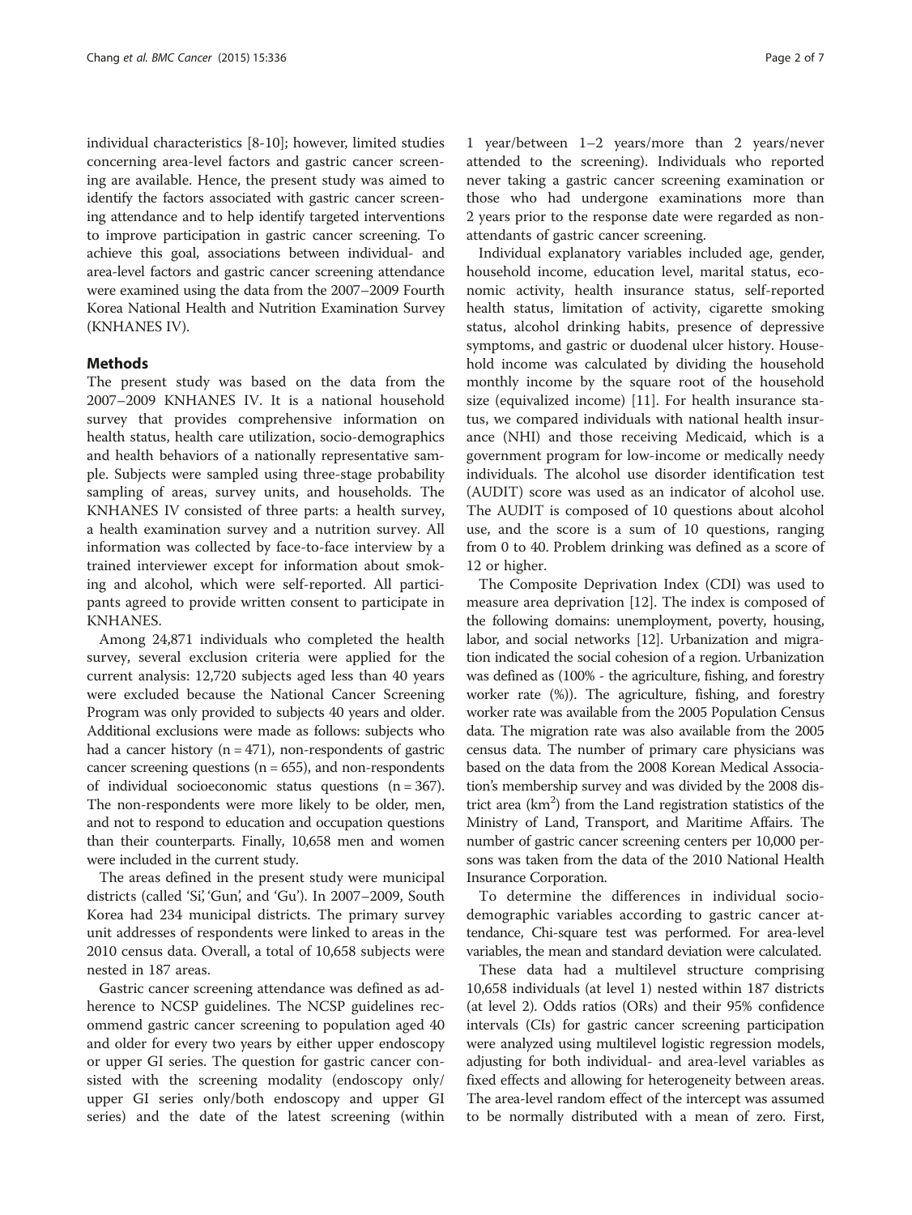individual characteristics [8-10]; however, limited studies concerning area-level factors and gastric cancer screening are available. Hence, the present study was aimed to identify the factors associated with gastric cancer screening attendance and to help identify targeted interventions to improve participation in gastric cancer screening. To achieve this goal, associations between individual- and area-level factors and gastric cancer screening attendance were examined using the data from the 2007–2009 Fourth Korea National Health and Nutrition Examination Survey (KNHANES IV).

## Methods

The present study was based on the data from the 2007–2009 KNHANES IV. It is a national household survey that provides comprehensive information on health status, health care utilization, socio-demographics and health behaviors of a nationally representative sample. Subjects were sampled using three-stage probability sampling of areas, survey units, and households. The KNHANES IV consisted of three parts: a health survey, a health examination survey and a nutrition survey. All information was collected by face-to-face interview by a trained interviewer except for information about smoking and alcohol, which were self-reported. All participants agreed to provide written consent to participate in KNHANES.

Among 24,871 individuals who completed the health survey, several exclusion criteria were applied for the current analysis: 12,720 subjects aged less than 40 years were excluded because the National Cancer Screening Program was only provided to subjects 40 years and older. Additional exclusions were made as follows: subjects who had a cancer history (n = 471), non-respondents of gastric cancer screening questions (n = 655), and non-respondents of individual socioeconomic status questions (n = 367). The non-respondents were more likely to be older, men, and not to respond to education and occupation questions than their counterparts. Finally, 10,658 men and women were included in the current study.

The areas defined in the present study were municipal districts (called 'Si', 'Gun', and 'Gu'). In 2007–2009, South Korea had 234 municipal districts. The primary survey unit addresses of respondents were linked to areas in the 2010 census data. Overall, a total of 10,658 subjects were nested in 187 areas.

Gastric cancer screening attendance was defined as adherence to NCSP guidelines. The NCSP guidelines recommend gastric cancer screening to population aged 40 and older for every two years by either upper endoscopy or upper GI series. The question for gastric cancer consisted with the screening modality (endoscopy only/ upper GI series only/both endoscopy and upper GI series) and the date of the latest screening (within 1 year/between 1–2 years/more than 2 years/never attended to the screening). Individuals who reported never taking a gastric cancer screening examination or those who had undergone examinations more than 2 years prior to the response date were regarded as non-attendants of gastric cancer screening.

Individual explanatory variables included age, gender, household income, education level, marital status, economic activity, health insurance status, self-reported health status, limitation of activity, cigarette smoking status, alcohol drinking habits, presence of depressive symptoms, and gastric or duodenal ulcer history. Household income was calculated by dividing the household monthly income by the square root of the household size (equivalized income) [11]. For health insurance status, we compared individuals with national health insurance (NHI) and those receiving Medicaid, which is a government program for low-income or medically needy individuals. The alcohol use disorder identification test (AUDIT) score was used as an indicator of alcohol use. The AUDIT is composed of 10 questions about alcohol use, and the score is a sum of 10 questions, ranging from 0 to 40. Problem drinking was defined as a score of 12 or higher.

The Composite Deprivation Index (CDI) was used to measure area deprivation [12]. The index is composed of the following domains: unemployment, poverty, housing, labor, and social networks [12]. Urbanization and migration indicated the social cohesion of a region. Urbanization was defined as (100% - the agriculture, fishing, and forestry worker rate (%)). The agriculture, fishing, and forestry worker rate was available from the 2005 Population Census data. The migration rate was also available from the 2005 census data. The number of primary care physicians was based on the data from the 2008 Korean Medical Association's membership survey and was divided by the 2008 district area ($km^2$) from the Land registration statistics of the Ministry of Land, Transport, and Maritime Affairs. The number of gastric cancer screening centers per 10,000 persons was taken from the data of the 2010 National Health Insurance Corporation.

To determine the differences in individual socio-demographic variables according to gastric cancer attendance, Chi-square test was performed. For area-level variables, the mean and standard deviation were calculated.

These data had a multilevel structure comprising 10,658 individuals (at level 1) nested within 187 districts (at level 2). Odds ratios (ORs) and their 95% confidence intervals (CIs) for gastric cancer screening participation were analyzed using multilevel logistic regression models, adjusting for both individual- and area-level variables as fixed effects and allowing for heterogeneity between areas. The area-level random effect of the intercept was assumed to be normally distributed with a mean of zero. First,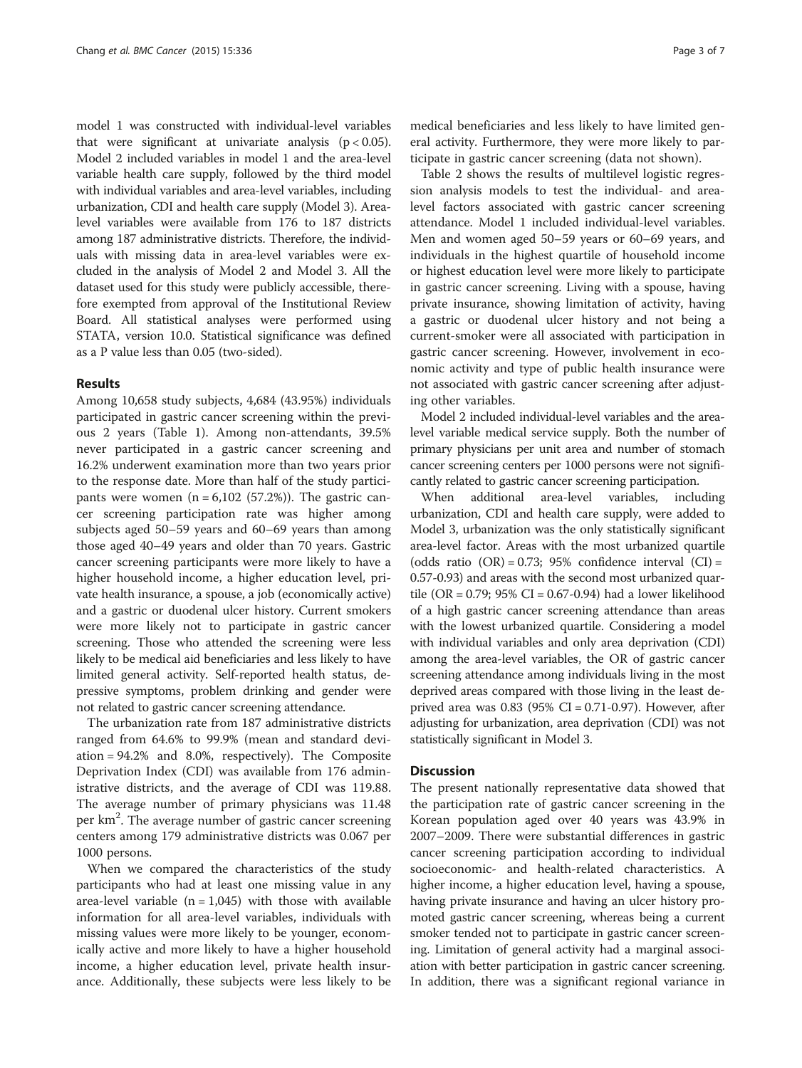model 1 was constructed with individual-level variables that were significant at univariate analysis ($p < 0.05$). Model 2 included variables in model 1 and the area-level variable health care supply, followed by the third model with individual variables and area-level variables, including urbanization, CDI and health care supply (Model 3). Area-level variables were available from 176 to 187 districts among 187 administrative districts. Therefore, the individuals with missing data in area-level variables were excluded in the analysis of Model 2 and Model 3. All the dataset used for this study were publicly accessible, therefore exempted from approval of the Institutional Review Board. All statistical analyses were performed using STATA, version 10.0. Statistical significance was defined as a P value less than 0.05 (two-sided).

## Results

Among 10,658 study subjects, 4,684 (43.95%) individuals participated in gastric cancer screening within the previous 2 years (Table 1). Among non-attendants, 39.5% never participated in a gastric cancer screening and 16.2% underwent examination more than two years prior to the response date. More than half of the study participants were women (n = 6,102 (57.2%)). The gastric cancer screening participation rate was higher among subjects aged 50–59 years and 60–69 years than among those aged 40–49 years and older than 70 years. Gastric cancer screening participants were more likely to have a higher household income, a higher education level, private health insurance, a spouse, a job (economically active) and a gastric or duodenal ulcer history. Current smokers were more likely not to participate in gastric cancer screening. Those who attended the screening were less likely to be medical aid beneficiaries and less likely to have limited general activity. Self-reported health status, depressive symptoms, problem drinking and gender were not related to gastric cancer screening attendance.

The urbanization rate from 187 administrative districts ranged from 64.6% to 99.9% (mean and standard deviation = 94.2% and 8.0%, respectively). The Composite Deprivation Index (CDI) was available from 176 administrative districts, and the average of CDI was 119.88. The average number of primary physicians was 11.48 per $km^2$. The average number of gastric cancer screening centers among 179 administrative districts was 0.067 per 1000 persons.

When we compared the characteristics of the study participants who had at least one missing value in any area-level variable (n = 1,045) with those with available information for all area-level variables, individuals with missing values were more likely to be younger, economically active and more likely to have a higher household income, a higher education level, private health insurance. Additionally, these subjects were less likely to be medical beneficiaries and less likely to have limited general activity. Furthermore, they were more likely to participate in gastric cancer screening (data not shown).

Table 2 shows the results of multilevel logistic regression analysis models to test the individual- and area-level factors associated with gastric cancer screening attendance. Model 1 included individual-level variables. Men and women aged 50–59 years or 60–69 years, and individuals in the highest quartile of household income or highest education level were more likely to participate in gastric cancer screening. Living with a spouse, having private insurance, showing limitation of activity, having a gastric or duodenal ulcer history and not being a current-smoker were all associated with participation in gastric cancer screening. However, involvement in economic activity and type of public health insurance were not associated with gastric cancer screening after adjusting other variables.

Model 2 included individual-level variables and the area-level variable medical service supply. Both the number of primary physicians per unit area and number of stomach cancer screening centers per 1000 persons were not significantly related to gastric cancer screening participation.

When additional area-level variables, including urbanization, CDI and health care supply, were added to Model 3, urbanization was the only statistically significant area-level factor. Areas with the most urbanized quartile (odds ratio (OR) = 0.73; 95% confidence interval (CI) = 0.57-0.93) and areas with the second most urbanized quartile (OR = 0.79; 95% CI = 0.67-0.94) had a lower likelihood of a high gastric cancer screening attendance than areas with the lowest urbanized quartile. Considering a model with individual variables and only area deprivation (CDI) among the area-level variables, the OR of gastric cancer screening attendance among individuals living in the most deprived areas compared with those living in the least deprived area was 0.83 (95% CI = 0.71-0.97). However, after adjusting for urbanization, area deprivation (CDI) was not statistically significant in Model 3.

## Discussion

The present nationally representative data showed that the participation rate of gastric cancer screening in the Korean population aged over 40 years was 43.9% in 2007–2009. There were substantial differences in gastric cancer screening participation according to individual socioeconomic- and health-related characteristics. A higher income, a higher education level, having a spouse, having private insurance and having an ulcer history promoted gastric cancer screening, whereas being a current smoker tended not to participate in gastric cancer screening. Limitation of general activity had a marginal association with better participation in gastric cancer screening. In addition, there was a significant regional variance in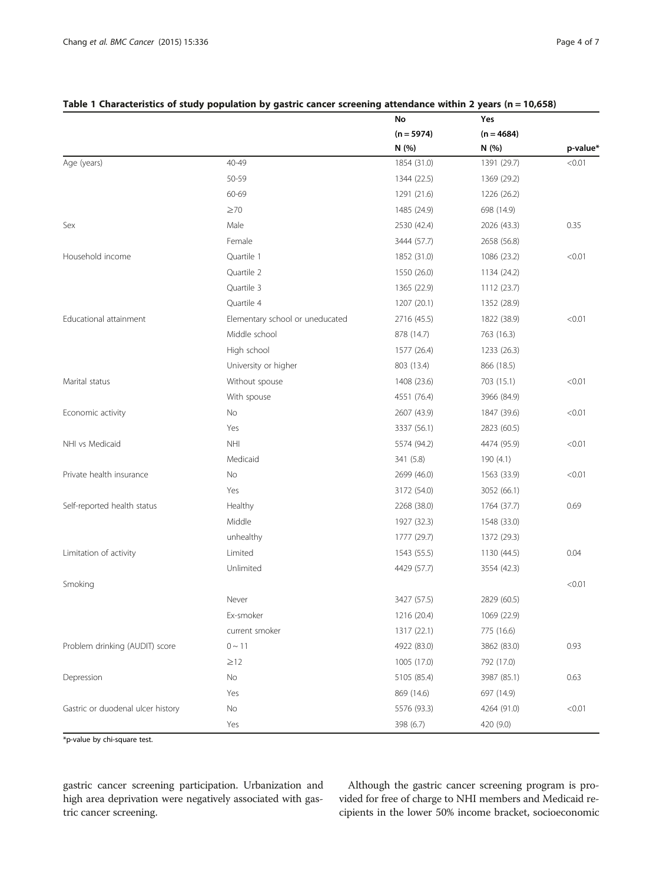**Table 1 Characteristics of study population by gastric cancer screening attendance within 2 years (n = 10,658)**

| | | No | Yes | |
|---|---|---|---|---|
| | | (n = 5974) | (n = 4684) | |
| | | N (%) | N (%) | p-value* |
| Age (years) | 40-49 | 1854 (31.0) | 1391 (29.7) | <0.01 |
| | 50-59 | 1344 (22.5) | 1369 (29.2) | |
| | 60-69 | 1291 (21.6) | 1226 (26.2) | |
| | ≥70 | 1485 (24.9) | 698 (14.9) | |
| Sex | Male | 2530 (42.4) | 2026 (43.3) | 0.35 |
| | Female | 3444 (57.7) | 2658 (56.8) | |
| Household income | Quartile 1 | 1852 (31.0) | 1086 (23.2) | <0.01 |
| | Quartile 2 | 1550 (26.0) | 1134 (24.2) | |
| | Quartile 3 | 1365 (22.9) | 1112 (23.7) | |
| | Quartile 4 | 1207 (20.1) | 1352 (28.9) | |
| Educational attainment | Elementary school or uneducated | 2716 (45.5) | 1822 (38.9) | <0.01 |
| | Middle school | 878 (14.7) | 763 (16.3) | |
| | High school | 1577 (26.4) | 1233 (26.3) | |
| | University or higher | 803 (13.4) | 866 (18.5) | |
| Marital status | Without spouse | 1408 (23.6) | 703 (15.1) | <0.01 |
| | With spouse | 4551 (76.4) | 3966 (84.9) | |
| Economic activity | No | 2607 (43.9) | 1847 (39.6) | <0.01 |
| | Yes | 3337 (56.1) | 2823 (60.5) | |
| NHI vs Medicaid | NHI | 5574 (94.2) | 4474 (95.9) | <0.01 |
| | Medicaid | 341 (5.8) | 190 (4.1) | |
| Private health insurance | No | 2699 (46.0) | 1563 (33.9) | <0.01 |
| | Yes | 3172 (54.0) | 3052 (66.1) | |
| Self-reported health status | Healthy | 2268 (38.0) | 1764 (37.7) | 0.69 |
| | Middle | 1927 (32.3) | 1548 (33.0) | |
| | unhealthy | 1777 (29.7) | 1372 (29.3) | |
| Limitation of activity | Limited | 1543 (55.5) | 1130 (44.5) | 0.04 |
| | Unlimited | 4429 (57.7) | 3554 (42.3) | |
| Smoking | | | | <0.01 |
| | Never | 3427 (57.5) | 2829 (60.5) | |
| | Ex-smoker | 1216 (20.4) | 1069 (22.9) | |
| | current smoker | 1317 (22.1) | 775 (16.6) | |
| Problem drinking (AUDIT) score | 0 ~ 11 | 4922 (83.0) | 3862 (83.0) | 0.93 |
| | ≥12 | 1005 (17.0) | 792 (17.0) | |
| Depression | No | 5105 (85.4) | 3987 (85.1) | 0.63 |
| | Yes | 869 (14.6) | 697 (14.9) | |
| Gastric or duodenal ulcer history | No | 5576 (93.3) | 4264 (91.0) | <0.01 |
| | Yes | 398 (6.7) | 420 (9.0) | |

*p-value by chi-square test.

gastric cancer screening participation. Urbanization and high area deprivation were negatively associated with gastric cancer screening.

Although the gastric cancer screening program is provided for free of charge to NHI members and Medicaid recipients in the lower 50% income bracket, socioeconomic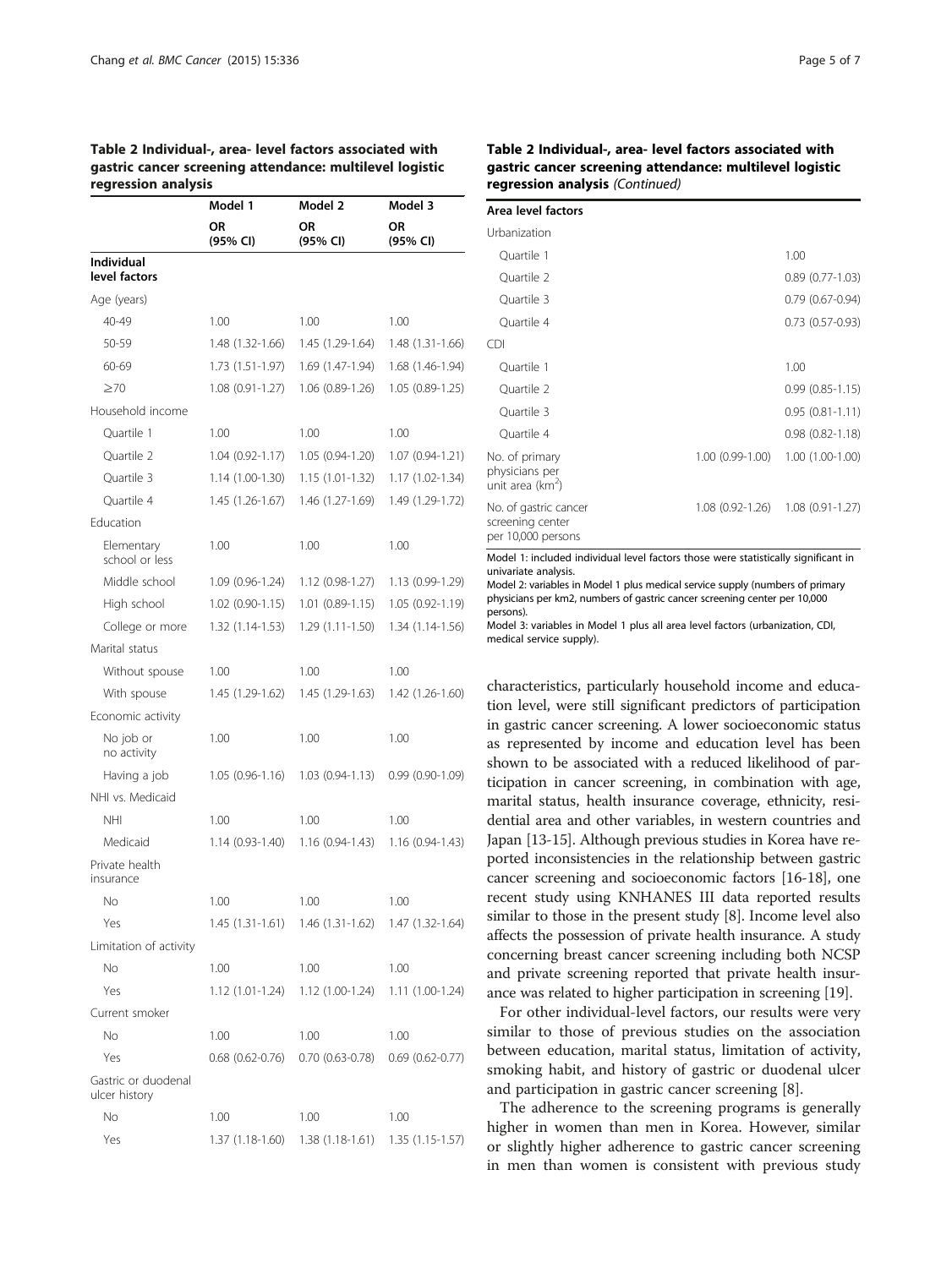**Table 2 Individual-, area- level factors associated with gastric cancer screening attendance: multilevel logistic regression analysis**

| | Model 1 | Model 2 | Model 3 |
|---|---|---|---|
| | OR (95% CI) | OR (95% CI) | OR (95% CI) |
| **Individual level factors** | | | |
| Age (years) | | | |
| 40-49 | 1.00 | 1.00 | 1.00 |
| 50-59 | 1.48 (1.32-1.66) | 1.45 (1.29-1.64) | 1.48 (1.31-1.66) |
| 60-69 | 1.73 (1.51-1.97) | 1.69 (1.47-1.94) | 1.68 (1.46-1.94) |
| ≥70 | 1.08 (0.91-1.27) | 1.06 (0.89-1.26) | 1.05 (0.89-1.25) |
| Household income | | | |
| Quartile 1 | 1.00 | 1.00 | 1.00 |
| Quartile 2 | 1.04 (0.92-1.17) | 1.05 (0.94-1.20) | 1.07 (0.94-1.21) |
| Quartile 3 | 1.14 (1.00-1.30) | 1.15 (1.01-1.32) | 1.17 (1.02-1.34) |
| Quartile 4 | 1.45 (1.26-1.67) | 1.46 (1.27-1.69) | 1.49 (1.29-1.72) |
| Education | | | |
| Elementary school or less | 1.00 | 1.00 | 1.00 |
| Middle school | 1.09 (0.96-1.24) | 1.12 (0.98-1.27) | 1.13 (0.99-1.29) |
| High school | 1.02 (0.90-1.15) | 1.01 (0.89-1.15) | 1.05 (0.92-1.19) |
| College or more | 1.32 (1.14-1.53) | 1.29 (1.11-1.50) | 1.34 (1.14-1.56) |
| Marital status | | | |
| Without spouse | 1.00 | 1.00 | 1.00 |
| With spouse | 1.45 (1.29-1.62) | 1.45 (1.29-1.63) | 1.42 (1.26-1.60) |
| Economic activity | | | |
| No job or no activity | 1.00 | 1.00 | 1.00 |
| Having a job | 1.05 (0.96-1.16) | 1.03 (0.94-1.13) | 0.99 (0.90-1.09) |
| NHI vs. Medicaid | | | |
| NHI | 1.00 | 1.00 | 1.00 |
| Medicaid | 1.14 (0.93-1.40) | 1.16 (0.94-1.43) | 1.16 (0.94-1.43) |
| Private health insurance | | | |
| No | 1.00 | 1.00 | 1.00 |
| Yes | 1.45 (1.31-1.61) | 1.46 (1.31-1.62) | 1.47 (1.32-1.64) |
| Limitation of activity | | | |
| No | 1.00 | 1.00 | 1.00 |
| Yes | 1.12 (1.01-1.24) | 1.12 (1.00-1.24) | 1.11 (1.00-1.24) |
| Current smoker | | | |
| No | 1.00 | 1.00 | 1.00 |
| Yes | 0.68 (0.62-0.76) | 0.70 (0.63-0.78) | 0.69 (0.62-0.77) |
| Gastric or duodenal ulcer history | | | |
| No | 1.00 | 1.00 | 1.00 |
| Yes | 1.37 (1.18-1.60) | 1.38 (1.18-1.61) | 1.35 (1.15-1.57) |
| **Area level factors** | | | |
| Urbanization | | | |
| Quartile 1 | | | 1.00 |
| Quartile 2 | | | 0.89 (0.77-1.03) |
| Quartile 3 | | | 0.79 (0.67-0.94) |
| Quartile 4 | | | 0.73 (0.57-0.93) |
| CDI | | | |
| Quartile 1 | | | 1.00 |
| Quartile 2 | | | 0.99 (0.85-1.15) |
| Quartile 3 | | | 0.95 (0.81-1.11) |
| Quartile 4 | | | 0.98 (0.82-1.18) |
| No. of primary physicians per unit area (km$^2$) | | 1.00 (0.99-1.00) | 1.00 (1.00-1.00) |
| No. of gastric cancer screening center per 10,000 persons | | 1.08 (0.92-1.26) | 1.08 (0.91-1.27) |

Model 1: included individual level factors those were statistically significant in univariate analysis.
Model 2: variables in Model 1 plus medical service supply (numbers of primary physicians per km2, numbers of gastric cancer screening center per 10,000 persons).
Model 3: variables in Model 1 plus all area level factors (urbanization, CDI, medical service supply).

characteristics, particularly household income and education level, were still significant predictors of participation in gastric cancer screening. A lower socioeconomic status as represented by income and education level has been shown to be associated with a reduced likelihood of participation in cancer screening, in combination with age, marital status, health insurance coverage, ethnicity, residential area and other variables, in western countries and Japan [13-15]. Although previous studies in Korea have reported inconsistencies in the relationship between gastric cancer screening and socioeconomic factors [16-18], one recent study using KNHANES III data reported results similar to those in the present study [8]. Income level also affects the possession of private health insurance. A study concerning breast cancer screening including both NCSP and private screening reported that private health insurance was related to higher participation in screening [19].

For other individual-level factors, our results were very similar to those of previous studies on the association between education, marital status, limitation of activity, smoking habit, and history of gastric or duodenal ulcer and participation in gastric cancer screening [8].

The adherence to the screening programs is generally higher in women than men in Korea. However, similar or slightly higher adherence to gastric cancer screening in men than women is consistent with previous study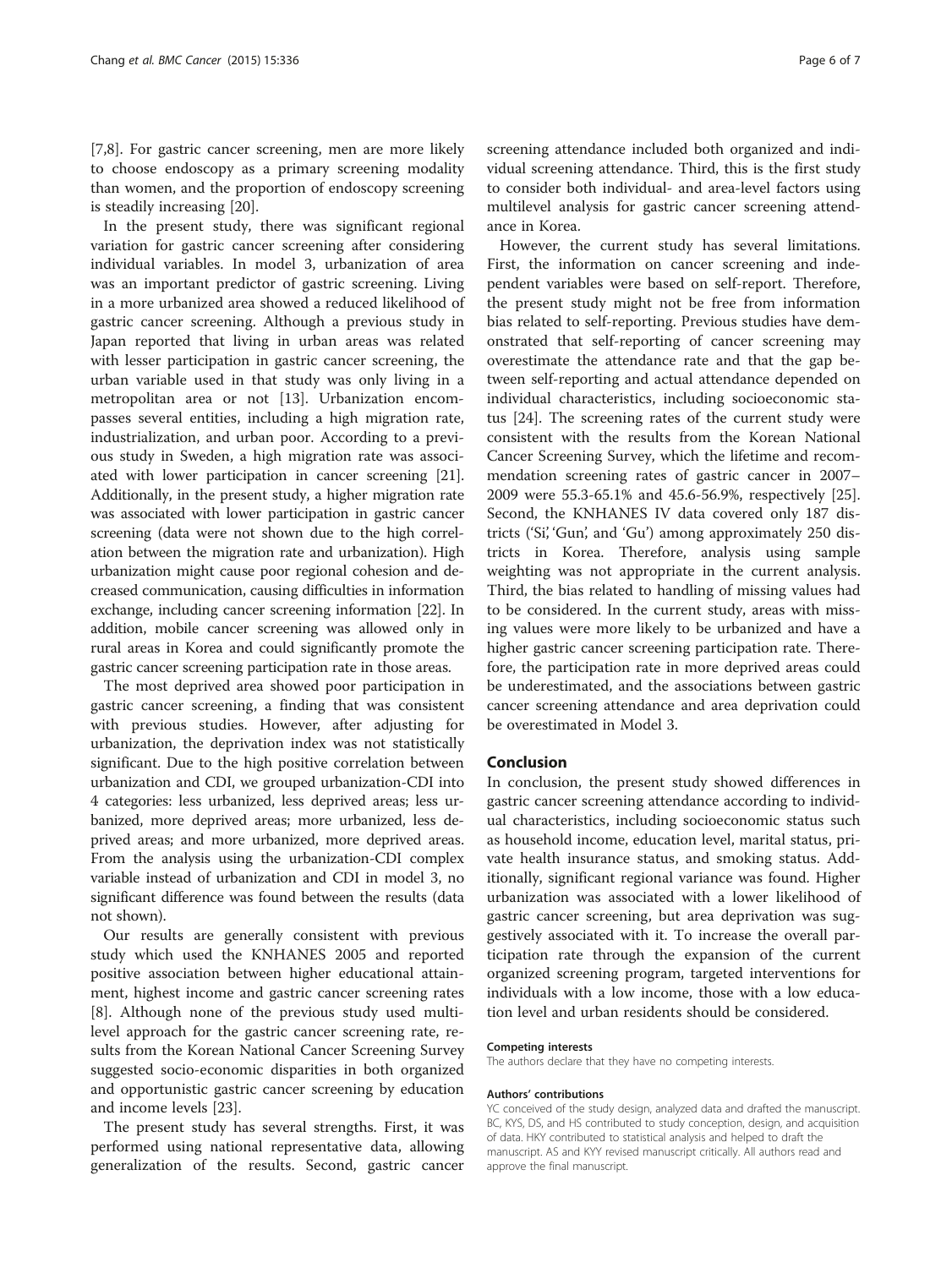[7,8]. For gastric cancer screening, men are more likely to choose endoscopy as a primary screening modality than women, and the proportion of endoscopy screening is steadily increasing [20].

In the present study, there was significant regional variation for gastric cancer screening after considering individual variables. In model 3, urbanization of area was an important predictor of gastric screening. Living in a more urbanized area showed a reduced likelihood of gastric cancer screening. Although a previous study in Japan reported that living in urban areas was related with lesser participation in gastric cancer screening, the urban variable used in that study was only living in a metropolitan area or not [13]. Urbanization encompasses several entities, including a high migration rate, industrialization, and urban poor. According to a previous study in Sweden, a high migration rate was associated with lower participation in cancer screening [21]. Additionally, in the present study, a higher migration rate was associated with lower participation in gastric cancer screening (data were not shown due to the high correlation between the migration rate and urbanization). High urbanization might cause poor regional cohesion and decreased communication, causing difficulties in information exchange, including cancer screening information [22]. In addition, mobile cancer screening was allowed only in rural areas in Korea and could significantly promote the gastric cancer screening participation rate in those areas.

The most deprived area showed poor participation in gastric cancer screening, a finding that was consistent with previous studies. However, after adjusting for urbanization, the deprivation index was not statistically significant. Due to the high positive correlation between urbanization and CDI, we grouped urbanization-CDI into 4 categories: less urbanized, less deprived areas; less urbanized, more deprived areas; more urbanized, less deprived areas; and more urbanized, more deprived areas. From the analysis using the urbanization-CDI complex variable instead of urbanization and CDI in model 3, no significant difference was found between the results (data not shown).

Our results are generally consistent with previous study which used the KNHANES 2005 and reported positive association between higher educational attainment, highest income and gastric cancer screening rates [8]. Although none of the previous study used multilevel approach for the gastric cancer screening rate, results from the Korean National Cancer Screening Survey suggested socio-economic disparities in both organized and opportunistic gastric cancer screening by education and income levels [23].

The present study has several strengths. First, it was performed using national representative data, allowing generalization of the results. Second, gastric cancer screening attendance included both organized and individual screening attendance. Third, this is the first study to consider both individual- and area-level factors using multilevel analysis for gastric cancer screening attendance in Korea.

However, the current study has several limitations. First, the information on cancer screening and independent variables were based on self-report. Therefore, the present study might not be free from information bias related to self-reporting. Previous studies have demonstrated that self-reporting of cancer screening may overestimate the attendance rate and that the gap between self-reporting and actual attendance depended on individual characteristics, including socioeconomic status [24]. The screening rates of the current study were consistent with the results from the Korean National Cancer Screening Survey, which the lifetime and recommendation screening rates of gastric cancer in 2007–2009 were 55.3-65.1% and 45.6-56.9%, respectively [25]. Second, the KNHANES IV data covered only 187 districts ('Si', 'Gun', and 'Gu') among approximately 250 districts in Korea. Therefore, analysis using sample weighting was not appropriate in the current analysis. Third, the bias related to handling of missing values had to be considered. In the current study, areas with missing values were more likely to be urbanized and have a higher gastric cancer screening participation rate. Therefore, the participation rate in more deprived areas could be underestimated, and the associations between gastric cancer screening attendance and area deprivation could be overestimated in Model 3.

## Conclusion

In conclusion, the present study showed differences in gastric cancer screening attendance according to individual characteristics, including socioeconomic status such as household income, education level, marital status, private health insurance status, and smoking status. Additionally, significant regional variance was found. Higher urbanization was associated with a lower likelihood of gastric cancer screening, but area deprivation was suggestively associated with it. To increase the overall participation rate through the expansion of the current organized screening program, targeted interventions for individuals with a low income, those with a low education level and urban residents should be considered.

#### Competing interests

The authors declare that they have no competing interests.

#### Authors' contributions

YC conceived of the study design, analyzed data and drafted the manuscript. BC, KYS, DS, and HS contributed to study conception, design, and acquisition of data. HKY contributed to statistical analysis and helped to draft the manuscript. AS and KYY revised manuscript critically. All authors read and approve the final manuscript.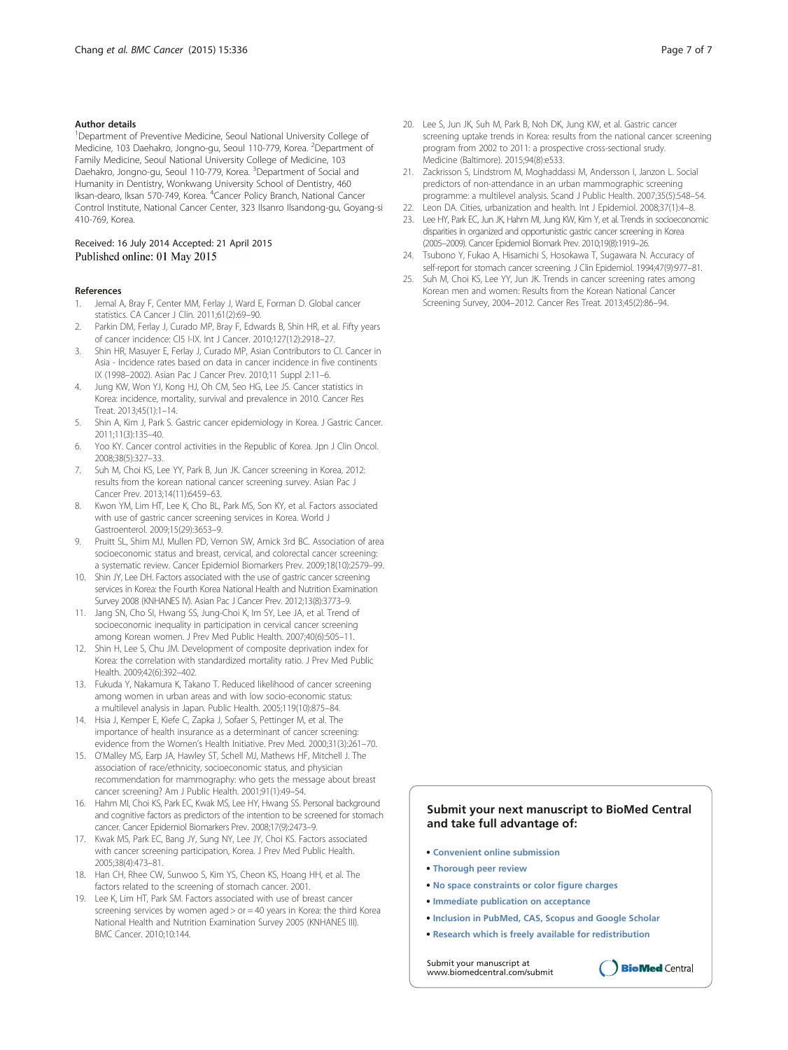### Author details

[1]Department of Preventive Medicine, Seoul National University College of Medicine, 103 Daehakro, Jongno-gu, Seoul 110-779, Korea. [2]Department of Family Medicine, Seoul National University College of Medicine, 103 Daehakro, Jongno-gu, Seoul 110-779, Korea. [3]Department of Social and Humanity in Dentistry, Wonkwang University School of Dentistry, 460 Iksan-dearo, Iksan 570-749, Korea. [4]Cancer Policy Branch, National Cancer Control Institute, National Cancer Center, 323 Ilsanro Ilsandong-gu, Goyang-si 410-769, Korea.

Received: 16 July 2014 Accepted: 21 April 2015
Published online: 01 May 2015

### References

1. Jemal A, Bray F, Center MM, Ferlay J, Ward E, Forman D. Global cancer statistics. CA Cancer J Clin. 2011;61(2):69–90.
2. Parkin DM, Ferlay J, Curado MP, Bray F, Edwards B, Shin HR, et al. Fifty years of cancer incidence: CI5 I-IX. Int J Cancer. 2010;127(12):2918–27.
3. Shin HR, Masuyer E, Ferlay J, Curado MP, Asian Contributors to CI. Cancer in Asia - Incidence rates based on data in cancer incidence in five continents IX (1998–2002). Asian Pac J Cancer Prev. 2010;11 Suppl 2:11–6.
4. Jung KW, Won YJ, Kong HJ, Oh CM, Seo HG, Lee JS. Cancer statistics in Korea: incidence, mortality, survival and prevalence in 2010. Cancer Res Treat. 2013;45(1):1–14.
5. Shin A, Kim J, Park S. Gastric cancer epidemiology in Korea. J Gastric Cancer. 2011;11(3):135–40.
6. Yoo KY. Cancer control activities in the Republic of Korea. Jpn J Clin Oncol. 2008;38(5):327–33.
7. Suh M, Choi KS, Lee YY, Park B, Jun JK. Cancer screening in Korea, 2012: results from the korean national cancer screening survey. Asian Pac J Cancer Prev. 2013;14(11):6459–63.
8. Kwon YM, Lim HT, Lee K, Cho BL, Park MS, Son KY, et al. Factors associated with use of gastric cancer screening services in Korea. World J Gastroenterol. 2009;15(29):3653–9.
9. Pruitt SL, Shim MJ, Mullen PD, Vernon SW, Amick 3rd BC. Association of area socioeconomic status and breast, cervical, and colorectal cancer screening: a systematic review. Cancer Epidemiol Biomarkers Prev. 2009;18(10):2579–99.
10. Shin JY, Lee DH. Factors associated with the use of gastric cancer screening services in Korea: the Fourth Korea National Health and Nutrition Examination Survey 2008 (KNHANES IV). Asian Pac J Cancer Prev. 2012;13(8):3773–9.
11. Jang SN, Cho SI, Hwang SS, Jung-Choi K, Im SY, Lee JA, et al. Trend of socioeconomic inequality in participation in cervical cancer screening among Korean women. J Prev Med Public Health. 2007;40(6):505–11.
12. Shin H, Lee S, Chu JM. Development of composite deprivation index for Korea: the correlation with standardized mortality ratio. J Prev Med Public Health. 2009;42(6):392–402.
13. Fukuda Y, Nakamura K, Takano T. Reduced likelihood of cancer screening among women in urban areas and with low socio-economic status: a multilevel analysis in Japan. Public Health. 2005;119(10):875–84.
14. Hsia J, Kemper E, Kiefe C, Zapka J, Sofaer S, Pettinger M, et al. The importance of health insurance as a determinant of cancer screening: evidence from the Women's Health Initiative. Prev Med. 2000;31(3):261–70.
15. O'Malley MS, Earp JA, Hawley ST, Schell MJ, Mathews HF, Mitchell J. The association of race/ethnicity, socioeconomic status, and physician recommendation for mammography: who gets the message about breast cancer screening? Am J Public Health. 2001;91(1):49–54.
16. Hahm MI, Choi KS, Park EC, Kwak MS, Lee HY, Hwang SS. Personal background and cognitive factors as predictors of the intention to be screened for stomach cancer. Cancer Epidemiol Biomarkers Prev. 2008;17(9):2473–9.
17. Kwak MS, Park EC, Bang JY, Sung NY, Lee JY, Choi KS. Factors associated with cancer screening participation, Korea. J Prev Med Public Health. 2005;38(4):473–81.
18. Han CH, Rhee CW, Sunwoo S, Kim YS, Cheon KS, Hoang HH, et al. The factors related to the screening of stomach cancer. 2001.
19. Lee K, Lim HT, Park SM. Factors associated with use of breast cancer screening services by women aged > or = 40 years in Korea: the third Korea National Health and Nutrition Examination Survey 2005 (KNHANES III). BMC Cancer. 2010;10:144.
20. Lee S, Jun JK, Suh M, Park B, Noh DK, Jung KW, et al. Gastric cancer screening uptake trends in Korea: results from the national cancer screening program from 2002 to 2011: a prospective cross-sectional srudy. Medicine (Baltimore). 2015;94(8):e533.
21. Zackrisson S, Lindstrom M, Moghaddassi M, Andersson I, Janzon L. Social predictors of non-attendance in an urban mammographic screening programme: a multilevel analysis. Scand J Public Health. 2007;35(5):548–54.
22. Leon DA. Cities, urbanization and health. Int J Epidemiol. 2008;37(1):4–8.
23. Lee HY, Park EC, Jun JK, Hahm MI, Jung KW, Kim Y, et al. Trends in socioeconomic disparities in organized and opportunistic gastric cancer screening in Korea (2005–2009). Cancer Epidemiol Biomark Prev. 2010;19(8):1919–26.
24. Tsubono Y, Fukao A, Hisamichi S, Hosokawa T, Sugawara N. Accuracy of self-report for stomach cancer screening. J Clin Epidemiol. 1994;47(9):977–81.
25. Suh M, Choi KS, Lee YY, Jun JK. Trends in cancer screening rates among Korean men and women: Results from the Korean National Cancer Screening Survey, 2004–2012. Cancer Res Treat. 2013;45(2):86–94.

**Submit your next manuscript to BioMed Central and take full advantage of:**

- **Convenient online submission**
- **Thorough peer review**
- **No space constraints or color figure charges**
- **Immediate publication on acceptance**
- **Inclusion in PubMed, CAS, Scopus and Google Scholar**
- **Research which is freely available for redistribution**

Submit your manuscript at
www.biomedcentral.com/submit

BioMed Central